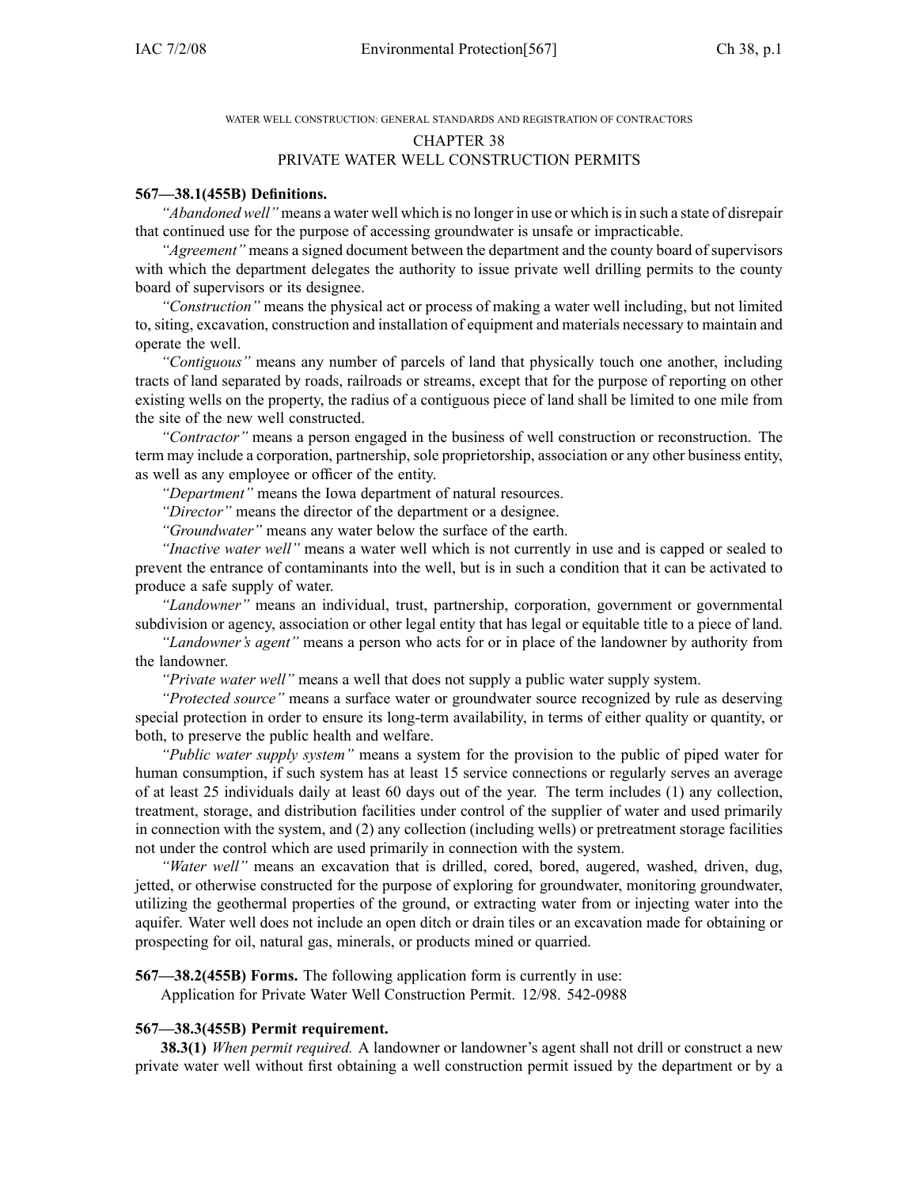WATER WELL CONSTRUCTION: GENERAL STANDARDS AND REGISTRATION OF CONTRACTORS

# CHAPTER 38
# PRIVATE WATER WELL CONSTRUCTION PERMITS

**567—38.1(455B) Definitions.**

*"Abandoned well"* means a water well which is no longer in use or which is in such a state of disrepair that continued use for the purpose of accessing groundwater is unsafe or impracticable.

*"Agreement"* means a signed document between the department and the county board of supervisors with which the department delegates the authority to issue private well drilling permits to the county board of supervisors or its designee.

*"Construction"* means the physical act or process of making a water well including, but not limited to, siting, excavation, construction and installation of equipment and materials necessary to maintain and operate the well.

*"Contiguous"* means any number of parcels of land that physically touch one another, including tracts of land separated by roads, railroads or streams, except that for the purpose of reporting on other existing wells on the property, the radius of a contiguous piece of land shall be limited to one mile from the site of the new well constructed.

*"Contractor"* means a person engaged in the business of well construction or reconstruction. The term may include a corporation, partnership, sole proprietorship, association or any other business entity, as well as any employee or officer of the entity.

*"Department"* means the Iowa department of natural resources.

*"Director"* means the director of the department or a designee.

*"Groundwater"* means any water below the surface of the earth.

*"Inactive water well"* means a water well which is not currently in use and is capped or sealed to prevent the entrance of contaminants into the well, but is in such a condition that it can be activated to produce a safe supply of water.

*"Landowner"* means an individual, trust, partnership, corporation, government or governmental subdivision or agency, association or other legal entity that has legal or equitable title to a piece of land.

*"Landowner's agent"* means a person who acts for or in place of the landowner by authority from the landowner.

*"Private water well"* means a well that does not supply a public water supply system.

*"Protected source"* means a surface water or groundwater source recognized by rule as deserving special protection in order to ensure its long-term availability, in terms of either quality or quantity, or both, to preserve the public health and welfare.

*"Public water supply system"* means a system for the provision to the public of piped water for human consumption, if such system has at least 15 service connections or regularly serves an average of at least 25 individuals daily at least 60 days out of the year. The term includes (1) any collection, treatment, storage, and distribution facilities under control of the supplier of water and used primarily in connection with the system, and (2) any collection (including wells) or pretreatment storage facilities not under the control which are used primarily in connection with the system.

*"Water well"* means an excavation that is drilled, cored, bored, augered, washed, driven, dug, jetted, or otherwise constructed for the purpose of exploring for groundwater, monitoring groundwater, utilizing the geothermal properties of the ground, or extracting water from or injecting water into the aquifer. Water well does not include an open ditch or drain tiles or an excavation made for obtaining or prospecting for oil, natural gas, minerals, or products mined or quarried.

**567—38.2(455B) Forms.** The following application form is currently in use:

Application for Private Water Well Construction Permit. 12/98. 542-0988

**567—38.3(455B) Permit requirement.**

**38.3(1)** *When permit required.* A landowner or landowner's agent shall not drill or construct a new private water well without first obtaining a well construction permit issued by the department or by a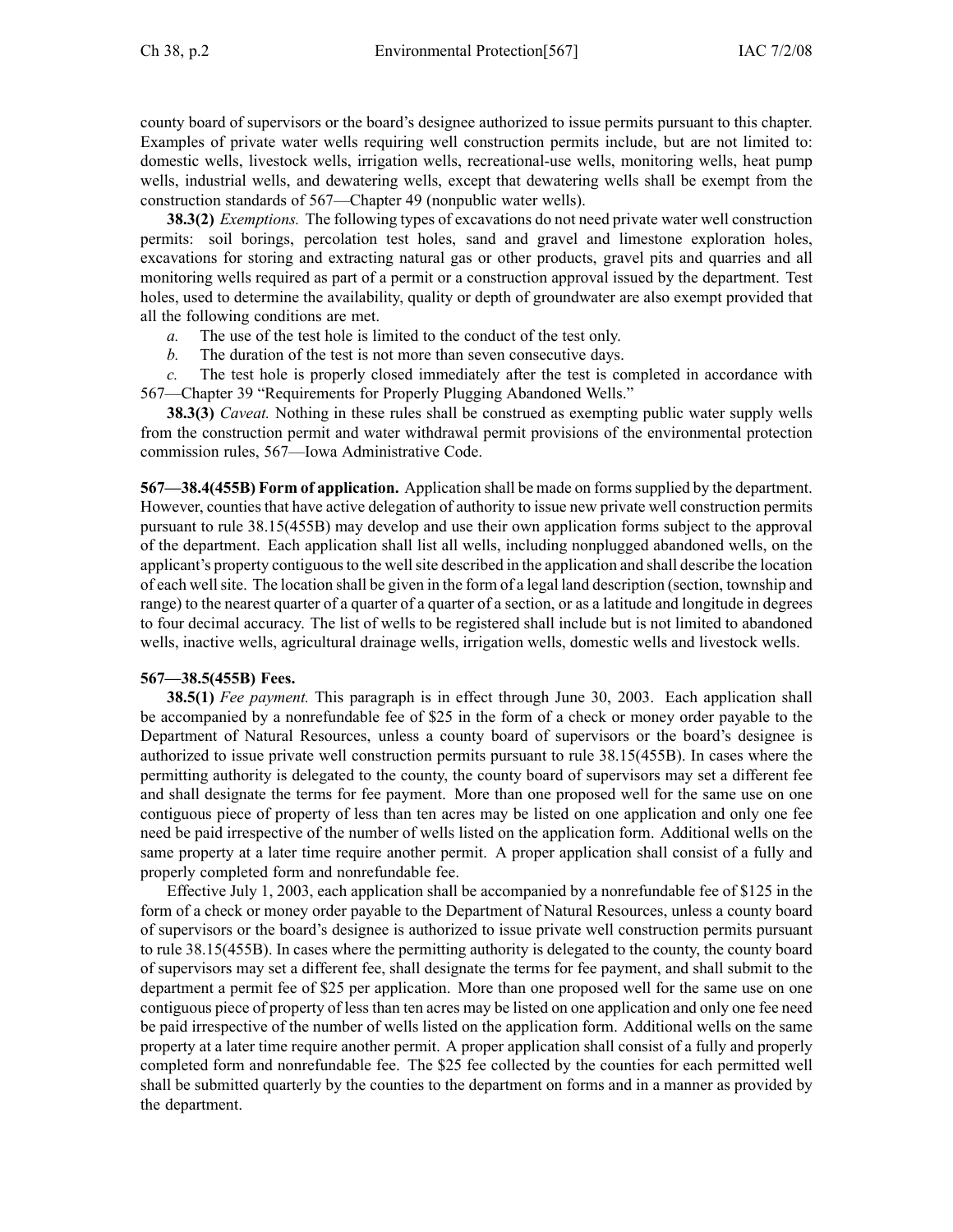county board of supervisors or the board's designee authorized to issue permits pursuant to this chapter. Examples of private water wells requiring well construction permits include, but are not limited to: domestic wells, livestock wells, irrigation wells, recreational-use wells, monitoring wells, heat pump wells, industrial wells, and dewatering wells, except that dewatering wells shall be exempt from the construction standards of 567—Chapter 49 (nonpublic water wells).

**38.3(2)** *Exemptions.* The following types of excavations do not need private water well construction permits: soil borings, percolation test holes, sand and gravel and limestone exploration holes, excavations for storing and extracting natural gas or other products, gravel pits and quarries and all monitoring wells required as part of a permit or a construction approval issued by the department. Test holes, used to determine the availability, quality or depth of groundwater are also exempt provided that all the following conditions are met.

*a.* The use of the test hole is limited to the conduct of the test only.

*b.* The duration of the test is not more than seven consecutive days.

*c.* The test hole is properly closed immediately after the test is completed in accordance with 567—Chapter 39 "Requirements for Properly Plugging Abandoned Wells."

**38.3(3)** *Caveat.* Nothing in these rules shall be construed as exempting public water supply wells from the construction permit and water withdrawal permit provisions of the environmental protection commission rules, 567—Iowa Administrative Code.

**567—38.4(455B) Form of application.** Application shall be made on forms supplied by the department. However, counties that have active delegation of authority to issue new private well construction permits pursuant to rule 38.15(455B) may develop and use their own application forms subject to the approval of the department. Each application shall list all wells, including nonplugged abandoned wells, on the applicant's property contiguous to the well site described in the application and shall describe the location of each well site. The location shall be given in the form of a legal land description (section, township and range) to the nearest quarter of a quarter of a quarter of a section, or as a latitude and longitude in degrees to four decimal accuracy. The list of wells to be registered shall include but is not limited to abandoned wells, inactive wells, agricultural drainage wells, irrigation wells, domestic wells and livestock wells.

**567—38.5(455B) Fees.**

**38.5(1)** *Fee payment.* This paragraph is in effect through June 30, 2003. Each application shall be accompanied by a nonrefundable fee of $25 in the form of a check or money order payable to the Department of Natural Resources, unless a county board of supervisors or the board's designee is authorized to issue private well construction permits pursuant to rule 38.15(455B). In cases where the permitting authority is delegated to the county, the county board of supervisors may set a different fee and shall designate the terms for fee payment. More than one proposed well for the same use on one contiguous piece of property of less than ten acres may be listed on one application and only one fee need be paid irrespective of the number of wells listed on the application form. Additional wells on the same property at a later time require another permit. A proper application shall consist of a fully and properly completed form and nonrefundable fee.

Effective July 1, 2003, each application shall be accompanied by a nonrefundable fee of $125 in the form of a check or money order payable to the Department of Natural Resources, unless a county board of supervisors or the board's designee is authorized to issue private well construction permits pursuant to rule 38.15(455B). In cases where the permitting authority is delegated to the county, the county board of supervisors may set a different fee, shall designate the terms for fee payment, and shall submit to the department a permit fee of $25 per application. More than one proposed well for the same use on one contiguous piece of property of less than ten acres may be listed on one application and only one fee need be paid irrespective of the number of wells listed on the application form. Additional wells on the same property at a later time require another permit. A proper application shall consist of a fully and properly completed form and nonrefundable fee. The $25 fee collected by the counties for each permitted well shall be submitted quarterly by the counties to the department on forms and in a manner as provided by the department.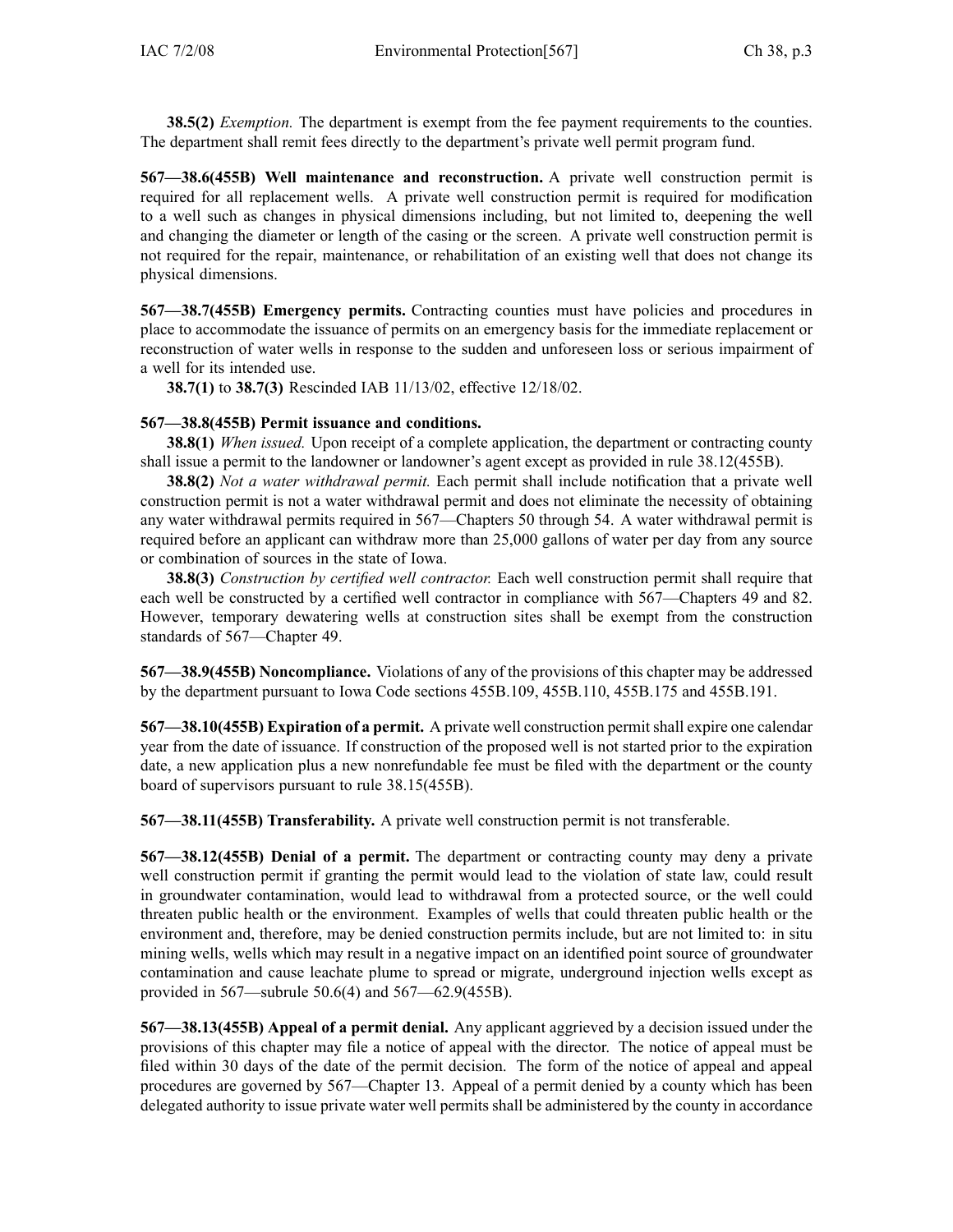**38.5(2)** *Exemption.* The department is exempt from the fee payment requirements to the counties. The department shall remit fees directly to the department's private well permit program fund.

**567—38.6(455B) Well maintenance and reconstruction.** A private well construction permit is required for all replacement wells. A private well construction permit is required for modification to a well such as changes in physical dimensions including, but not limited to, deepening the well and changing the diameter or length of the casing or the screen. A private well construction permit is not required for the repair, maintenance, or rehabilitation of an existing well that does not change its physical dimensions.

**567—38.7(455B) Emergency permits.** Contracting counties must have policies and procedures in place to accommodate the issuance of permits on an emergency basis for the immediate replacement or reconstruction of water wells in response to the sudden and unforeseen loss or serious impairment of a well for its intended use.

**38.7(1)** to **38.7(3)** Rescinded IAB 11/13/02, effective 12/18/02.

**567—38.8(455B) Permit issuance and conditions.**

**38.8(1)** *When issued.* Upon receipt of a complete application, the department or contracting county shall issue a permit to the landowner or landowner's agent except as provided in rule 38.12(455B).

**38.8(2)** *Not a water withdrawal permit.* Each permit shall include notification that a private well construction permit is not a water withdrawal permit and does not eliminate the necessity of obtaining any water withdrawal permits required in 567—Chapters 50 through 54. A water withdrawal permit is required before an applicant can withdraw more than 25,000 gallons of water per day from any source or combination of sources in the state of Iowa.

**38.8(3)** *Construction by certified well contractor.* Each well construction permit shall require that each well be constructed by a certified well contractor in compliance with 567—Chapters 49 and 82. However, temporary dewatering wells at construction sites shall be exempt from the construction standards of 567—Chapter 49.

**567—38.9(455B) Noncompliance.** Violations of any of the provisions of this chapter may be addressed by the department pursuant to Iowa Code sections 455B.109, 455B.110, 455B.175 and 455B.191.

**567—38.10(455B) Expiration of a permit.** A private well construction permit shall expire one calendar year from the date of issuance. If construction of the proposed well is not started prior to the expiration date, a new application plus a new nonrefundable fee must be filed with the department or the county board of supervisors pursuant to rule 38.15(455B).

**567—38.11(455B) Transferability.** A private well construction permit is not transferable.

**567—38.12(455B) Denial of a permit.** The department or contracting county may deny a private well construction permit if granting the permit would lead to the violation of state law, could result in groundwater contamination, would lead to withdrawal from a protected source, or the well could threaten public health or the environment. Examples of wells that could threaten public health or the environment and, therefore, may be denied construction permits include, but are not limited to: in situ mining wells, wells which may result in a negative impact on an identified point source of groundwater contamination and cause leachate plume to spread or migrate, underground injection wells except as provided in 567—subrule 50.6(4) and 567—62.9(455B).

**567—38.13(455B) Appeal of a permit denial.** Any applicant aggrieved by a decision issued under the provisions of this chapter may file a notice of appeal with the director. The notice of appeal must be filed within 30 days of the date of the permit decision. The form of the notice of appeal and appeal procedures are governed by 567—Chapter 13. Appeal of a permit denied by a county which has been delegated authority to issue private water well permits shall be administered by the county in accordance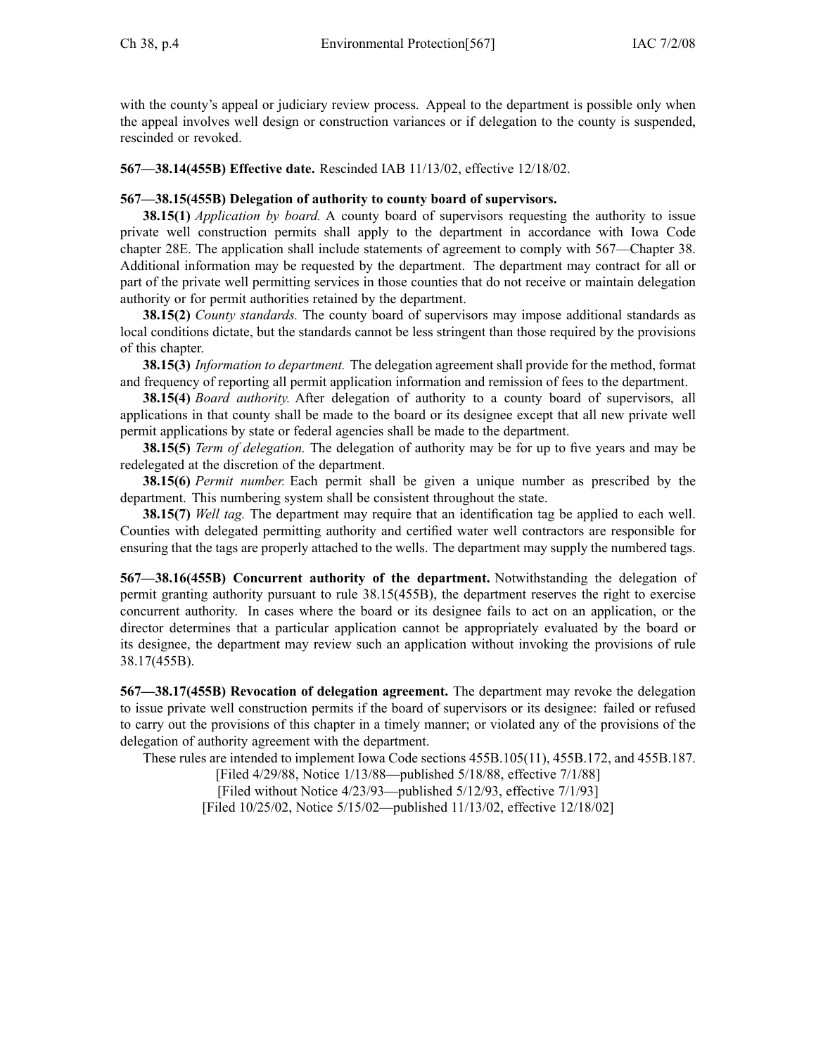with the county's appeal or judiciary review process. Appeal to the department is possible only when the appeal involves well design or construction variances or if delegation to the county is suspended, rescinded or revoked.

**567—38.14(455B) Effective date.** Rescinded IAB 11/13/02, effective 12/18/02.

**567—38.15(455B) Delegation of authority to county board of supervisors.**

**38.15(1)** *Application by board.* A county board of supervisors requesting the authority to issue private well construction permits shall apply to the department in accordance with Iowa Code chapter 28E. The application shall include statements of agreement to comply with 567—Chapter 38. Additional information may be requested by the department. The department may contract for all or part of the private well permitting services in those counties that do not receive or maintain delegation authority or for permit authorities retained by the department.

**38.15(2)** *County standards.* The county board of supervisors may impose additional standards as local conditions dictate, but the standards cannot be less stringent than those required by the provisions of this chapter.

**38.15(3)** *Information to department.* The delegation agreement shall provide for the method, format and frequency of reporting all permit application information and remission of fees to the department.

**38.15(4)** *Board authority.* After delegation of authority to a county board of supervisors, all applications in that county shall be made to the board or its designee except that all new private well permit applications by state or federal agencies shall be made to the department.

**38.15(5)** *Term of delegation.* The delegation of authority may be for up to five years and may be redelegated at the discretion of the department.

**38.15(6)** *Permit number.* Each permit shall be given a unique number as prescribed by the department. This numbering system shall be consistent throughout the state.

**38.15(7)** *Well tag.* The department may require that an identification tag be applied to each well. Counties with delegated permitting authority and certified water well contractors are responsible for ensuring that the tags are properly attached to the wells. The department may supply the numbered tags.

**567—38.16(455B) Concurrent authority of the department.** Notwithstanding the delegation of permit granting authority pursuant to rule 38.15(455B), the department reserves the right to exercise concurrent authority. In cases where the board or its designee fails to act on an application, or the director determines that a particular application cannot be appropriately evaluated by the board or its designee, the department may review such an application without invoking the provisions of rule 38.17(455B).

**567—38.17(455B) Revocation of delegation agreement.** The department may revoke the delegation to issue private well construction permits if the board of supervisors or its designee: failed or refused to carry out the provisions of this chapter in a timely manner; or violated any of the provisions of the delegation of authority agreement with the department.

These rules are intended to implement Iowa Code sections 455B.105(11), 455B.172, and 455B.187.

[Filed 4/29/88, Notice 1/13/88—published 5/18/88, effective 7/1/88]

[Filed without Notice 4/23/93—published 5/12/93, effective 7/1/93]

[Filed 10/25/02, Notice 5/15/02—published 11/13/02, effective 12/18/02]